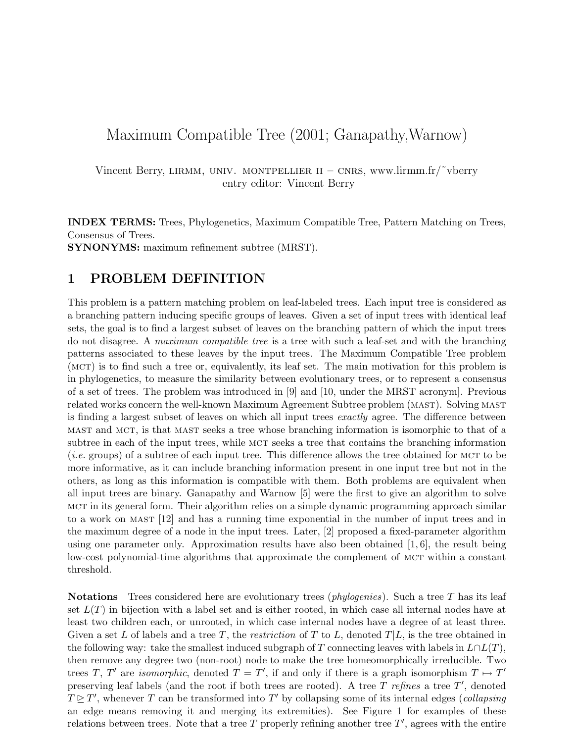# Maximum Compatible Tree (2001; Ganapathy,Warnow)

Vincent Berry, LIRMM, UNIV. MONTPELLIER II – CNRS, www.lirmm.fr/˜vberry
entry editor: Vincent Berry

**INDEX TERMS:** Trees, Phylogenetics, Maximum Compatible Tree, Pattern Matching on Trees, Consensus of Trees.
**SYNONYMS:** maximum refinement subtree (MRST).

## 1 PROBLEM DEFINITION

This problem is a pattern matching problem on leaf-labeled trees. Each input tree is considered as a branching pattern inducing specific groups of leaves. Given a set of input trees with identical leaf sets, the goal is to find a largest subset of leaves on the branching pattern of which the input trees do not disagree. A *maximum compatible tree* is a tree with such a leaf-set and with the branching patterns associated to these leaves by the input trees. The Maximum Compatible Tree problem (MCT) is to find such a tree or, equivalently, its leaf set. The main motivation for this problem is in phylogenetics, to measure the similarity between evolutionary trees, or to represent a consensus of a set of trees. The problem was introduced in [9] and [10, under the MRST acronym]. Previous related works concern the well-known Maximum Agreement Subtree problem (MAST). Solving MAST is finding a largest subset of leaves on which all input trees *exactly* agree. The difference between MAST and MCT, is that MAST seeks a tree whose branching information is isomorphic to that of a subtree in each of the input trees, while MCT seeks a tree that contains the branching information (*i.e.* groups) of a subtree of each input tree. This difference allows the tree obtained for MCT to be more informative, as it can include branching information present in one input tree but not in the others, as long as this information is compatible with them. Both problems are equivalent when all input trees are binary. Ganapathy and Warnow [5] were the first to give an algorithm to solve MCT in its general form. Their algorithm relies on a simple dynamic programming approach similar to a work on MAST [12] and has a running time exponential in the number of input trees and in the maximum degree of a node in the input trees. Later, [2] proposed a fixed-parameter algorithm using one parameter only. Approximation results have also been obtained [1, 6], the result being low-cost polynomial-time algorithms that approximate the complement of MCT within a constant threshold.

**Notations** Trees considered here are evolutionary trees (*phylogenies*). Such a tree $T$ has its leaf set $L(T)$ in bijection with a label set and is either rooted, in which case all internal nodes have at least two children each, or unrooted, in which case internal nodes have a degree of at least three. Given a set $L$ of labels and a tree $T$, the *restriction* of $T$ to $L$, denoted $T|L$, is the tree obtained in the following way: take the smallest induced subgraph of $T$ connecting leaves with labels in $L \cap L(T)$, then remove any degree two (non-root) node to make the tree homeomorphically irreducible. Two trees $T$, $T'$ are *isomorphic*, denoted $T = T'$, if and only if there is a graph isomorphism $T \mapsto T'$ preserving leaf labels (and the root if both trees are rooted). A tree $T$ *refines* a tree $T'$, denoted $T \trianglerighteq T'$, whenever $T$ can be transformed into $T'$ by collapsing some of its internal edges (*collapsing* an edge means removing it and merging its extremities). See Figure 1 for examples of these relations between trees. Note that a tree $T$ properly refining another tree $T'$, agrees with the entire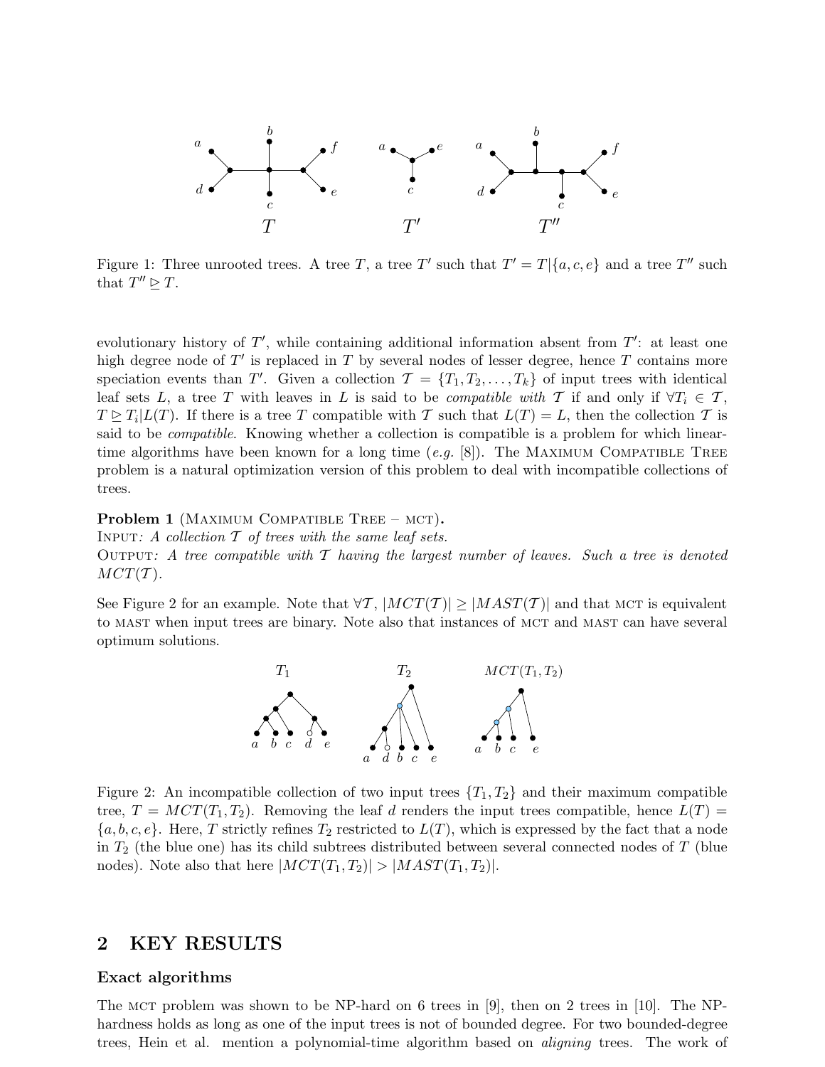Figure 1: Three unrooted trees. A tree $T$, a tree $T'$ such that $T' = T|\{a, c, e\}$ and a tree $T''$ such that $T'' \trianglerighteq T$.

evolutionary history of $T'$, while containing additional information absent from $T'$: at least one high degree node of $T'$ is replaced in $T$ by several nodes of lesser degree, hence $T$ contains more speciation events than $T'$. Given a collection $\mathcal{T} = \{T_1, T_2, \ldots, T_k\}$ of input trees with identical leaf sets $L$, a tree $T$ with leaves in $L$ is said to be *compatible with* $\mathcal{T}$ if and only if $\forall T_i \in \mathcal{T}$, $T \trianglerighteq T_i|L(T)$. If there is a tree $T$ compatible with $\mathcal{T}$ such that $L(T) = L$, then the collection $\mathcal{T}$ is said to be *compatible*. Knowing whether a collection is compatible is a problem for which linear-time algorithms have been known for a long time (*e.g.* [8]). The MAXIMUM COMPATIBLE TREE problem is a natural optimization version of this problem to deal with incompatible collections of trees.

**Problem 1** (MAXIMUM COMPATIBLE TREE – MCT)**.**
INPUT*: A collection $\mathcal{T}$ of trees with the same leaf sets.*
OUTPUT*: A tree compatible with $\mathcal{T}$ having the largest number of leaves. Such a tree is denoted $MCT(\mathcal{T})$.*

See Figure 2 for an example. Note that $\forall \mathcal{T}$, $|MCT(\mathcal{T})| \geq |MAST(\mathcal{T})|$ and that MCT is equivalent to MAST when input trees are binary. Note also that instances of MCT and MAST can have several optimum solutions.

Figure 2: An incompatible collection of two input trees $\{T_1, T_2\}$ and their maximum compatible tree, $T = MCT(T_1, T_2)$. Removing the leaf $d$ renders the input trees compatible, hence $L(T) = \{a, b, c, e\}$. Here, $T$ strictly refines $T_2$ restricted to $L(T)$, which is expressed by the fact that a node in $T_2$ (the blue one) has its child subtrees distributed between several connected nodes of $T$ (blue nodes). Note also that here $|MCT(T_1, T_2)| > |MAST(T_1, T_2)|$.

## 2 KEY RESULTS

### Exact algorithms

The MCT problem was shown to be NP-hard on 6 trees in [9], then on 2 trees in [10]. The NP-hardness holds as long as one of the input trees is not of bounded degree. For two bounded-degree trees, Hein et al. mention a polynomial-time algorithm based on *aligning* trees. The work of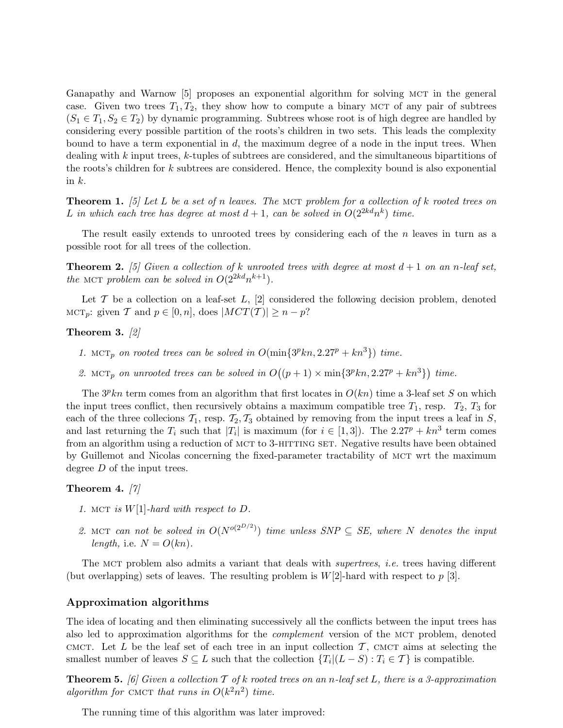Ganapathy and Warnow [5] proposes an exponential algorithm for solving MCT in the general case. Given two trees $T_1, T_2$, they show how to compute a binary MCT of any pair of subtrees $(S_1 \in T_1, S_2 \in T_2)$ by dynamic programming. Subtrees whose root is of high degree are handled by considering every possible partition of the roots's children in two sets. This leads the complexity bound to have a term exponential in $d$, the maximum degree of a node in the input trees. When dealing with $k$ input trees, $k$-tuples of subtrees are considered, and the simultaneous bipartitions of the roots's children for $k$ subtrees are considered. Hence, the complexity bound is also exponential in $k$.

**Theorem 1.** *[5] Let $L$ be a set of $n$ leaves. The MCT problem for a collection of $k$ rooted trees on $L$ in which each tree has degree at most $d+1$, can be solved in $O(2^{2kd}n^k)$ time.*

The result easily extends to unrooted trees by considering each of the $n$ leaves in turn as a possible root for all trees of the collection.

**Theorem 2.** *[5] Given a collection of $k$ unrooted trees with degree at most $d+1$ on an $n$-leaf set, the MCT problem can be solved in $O(2^{2kd}n^{k+1})$.*

Let $\mathcal{T}$ be a collection on a leaf-set $L$, [2] considered the following decision problem, denoted $\text{MCT}_p$: given $\mathcal{T}$ and $p \in [0, n]$, does $|MCT(\mathcal{T})| \geq n - p$?

**Theorem 3.** *[2]*

1. *$\text{MCT}_p$ on rooted trees can be solved in $O(\min\{3^p kn, 2.27^p + kn^3\})$ time.*
2. *$\text{MCT}_p$ on unrooted trees can be solved in $O\big((p+1) \times \min\{3^p kn, 2.27^p + kn^3\}\big)$ time.*

The $3^p kn$ term comes from an algorithm that first locates in $O(kn)$ time a 3-leaf set $S$ on which the input trees conflict, then recursively obtains a maximum compatible tree $T_1$, resp. $T_2$, $T_3$ for each of the three collecions $\mathcal{T}_1$, resp. $\mathcal{T}_2, \mathcal{T}_3$ obtained by removing from the input trees a leaf in $S$, and last returning the $T_i$ such that $|T_i|$ is maximum (for $i \in [1, 3]$). The $2.27^p + kn^3$ term comes from an algorithm using a reduction of MCT to 3-HITTING SET. Negative results have been obtained by Guillemot and Nicolas concerning the fixed-parameter tractability of MCT wrt the maximum degree $D$ of the input trees.

**Theorem 4.** *[7]*

1. *MCT is $W[1]$-hard with respect to $D$.*
2. *MCT can not be solved in $O(N^{o(2^{D/2})})$ time unless $SNP \subseteq SE$, where $N$ denotes the input length,* i.e. *$N = O(kn)$.*

The MCT problem also admits a variant that deals with *supertrees*, *i.e.* trees having different (but overlapping) sets of leaves. The resulting problem is $W[2]$-hard with respect to $p$ [3].

### Approximation algorithms

The idea of locating and then eliminating successively all the conflicts between the input trees has also led to approximation algorithms for the *complement* version of the MCT problem, denoted CMCT. Let $L$ be the leaf set of each tree in an input collection $\mathcal{T}$, CMCT aims at selecting the smallest number of leaves $S \subseteq L$ such that the collection $\{T_i|(L - S) : T_i \in \mathcal{T}\}$ is compatible.

**Theorem 5.** *[6] Given a collection $\mathcal{T}$ of $k$ rooted trees on an $n$-leaf set $L$, there is a 3-approximation algorithm for CMCT that runs in $O(k^2n^2)$ time.*

The running time of this algorithm was later improved: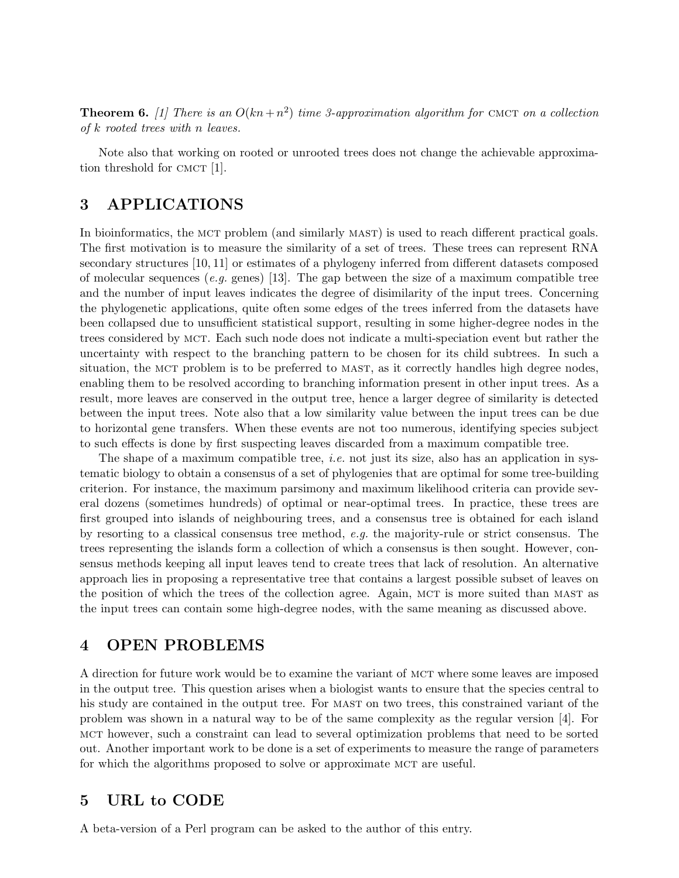**Theorem 6.** *[1] There is an $O(kn+n^2)$ time 3-approximation algorithm for* CMCT *on a collection of $k$ rooted trees with $n$ leaves.*

Note also that working on rooted or unrooted trees does not change the achievable approximation threshold for CMCT [1].

# 3 APPLICATIONS

In bioinformatics, the MCT problem (and similarly MAST) is used to reach different practical goals. The first motivation is to measure the similarity of a set of trees. These trees can represent RNA secondary structures [10, 11] or estimates of a phylogeny inferred from different datasets composed of molecular sequences (*e.g.* genes) [13]. The gap between the size of a maximum compatible tree and the number of input leaves indicates the degree of disimilarity of the input trees. Concerning the phylogenetic applications, quite often some edges of the trees inferred from the datasets have been collapsed due to unsufficient statistical support, resulting in some higher-degree nodes in the trees considered by MCT. Each such node does not indicate a multi-speciation event but rather the uncertainty with respect to the branching pattern to be chosen for its child subtrees. In such a situation, the MCT problem is to be preferred to MAST, as it correctly handles high degree nodes, enabling them to be resolved according to branching information present in other input trees. As a result, more leaves are conserved in the output tree, hence a larger degree of similarity is detected between the input trees. Note also that a low similarity value between the input trees can be due to horizontal gene transfers. When these events are not too numerous, identifying species subject to such effects is done by first suspecting leaves discarded from a maximum compatible tree.

The shape of a maximum compatible tree, *i.e.* not just its size, also has an application in systematic biology to obtain a consensus of a set of phylogenies that are optimal for some tree-building criterion. For instance, the maximum parsimony and maximum likelihood criteria can provide several dozens (sometimes hundreds) of optimal or near-optimal trees. In practice, these trees are first grouped into islands of neighbouring trees, and a consensus tree is obtained for each island by resorting to a classical consensus tree method, *e.g.* the majority-rule or strict consensus. The trees representing the islands form a collection of which a consensus is then sought. However, consensus methods keeping all input leaves tend to create trees that lack of resolution. An alternative approach lies in proposing a representative tree that contains a largest possible subset of leaves on the position of which the trees of the collection agree. Again, MCT is more suited than MAST as the input trees can contain some high-degree nodes, with the same meaning as discussed above.

# 4 OPEN PROBLEMS

A direction for future work would be to examine the variant of MCT where some leaves are imposed in the output tree. This question arises when a biologist wants to ensure that the species central to his study are contained in the output tree. For MAST on two trees, this constrained variant of the problem was shown in a natural way to be of the same complexity as the regular version [4]. For MCT however, such a constraint can lead to several optimization problems that need to be sorted out. Another important work to be done is a set of experiments to measure the range of parameters for which the algorithms proposed to solve or approximate MCT are useful.

# 5 URL to CODE

A beta-version of a Perl program can be asked to the author of this entry.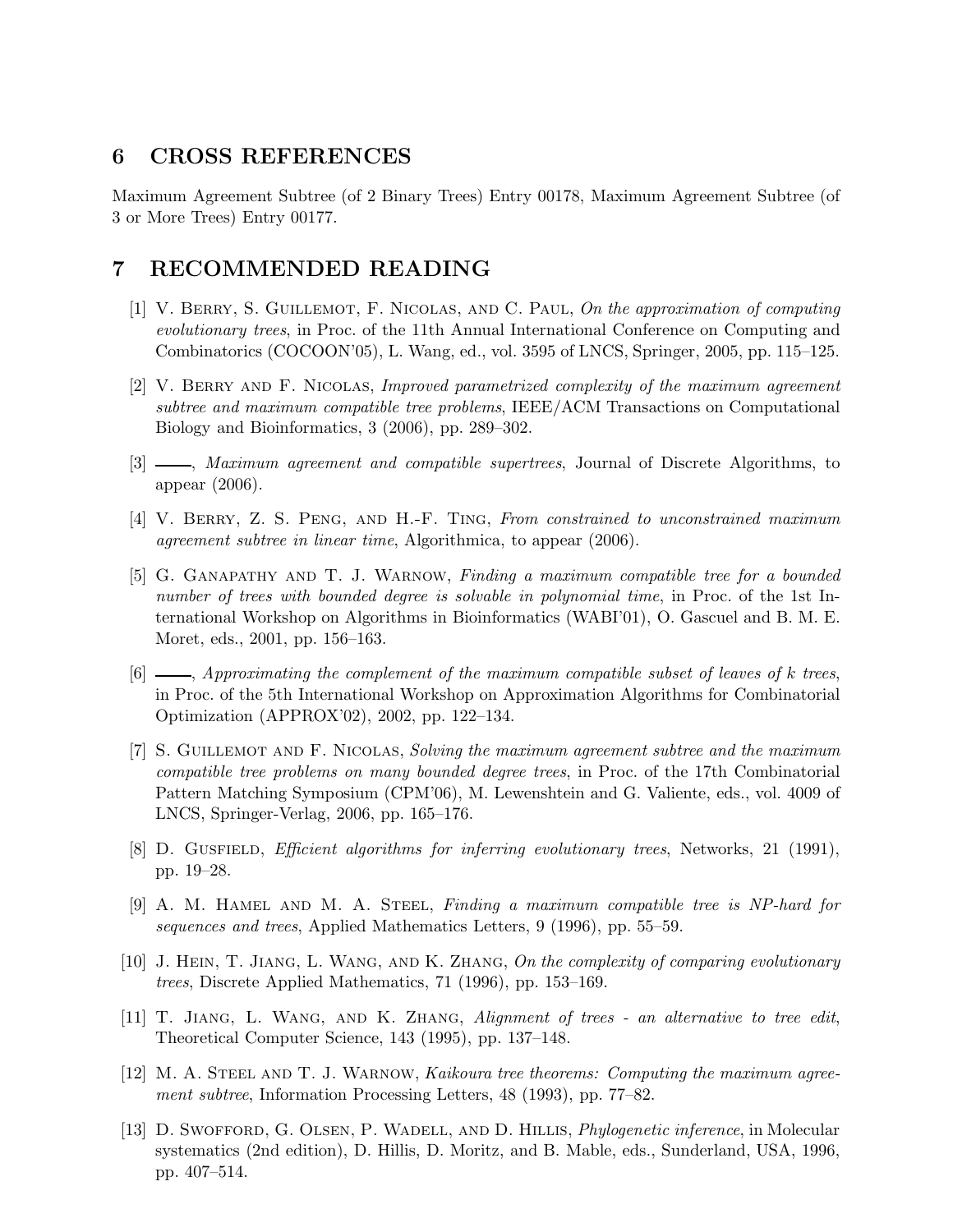## 6 CROSS REFERENCES

Maximum Agreement Subtree (of 2 Binary Trees) Entry 00178, Maximum Agreement Subtree (of 3 or More Trees) Entry 00177.

## 7 RECOMMENDED READING

[1] V. Berry, S. Guillemot, F. Nicolas, and C. Paul, *On the approximation of computing evolutionary trees*, in Proc. of the 11th Annual International Conference on Computing and Combinatorics (COCOON'05), L. Wang, ed., vol. 3595 of LNCS, Springer, 2005, pp. 115–125.

[2] V. Berry and F. Nicolas, *Improved parametrized complexity of the maximum agreement subtree and maximum compatible tree problems*, IEEE/ACM Transactions on Computational Biology and Bioinformatics, 3 (2006), pp. 289–302.

[3] ——, *Maximum agreement and compatible supertrees*, Journal of Discrete Algorithms, to appear (2006).

[4] V. Berry, Z. S. Peng, and H.-F. Ting, *From constrained to unconstrained maximum agreement subtree in linear time*, Algorithmica, to appear (2006).

[5] G. Ganapathy and T. J. Warnow, *Finding a maximum compatible tree for a bounded number of trees with bounded degree is solvable in polynomial time*, in Proc. of the 1st International Workshop on Algorithms in Bioinformatics (WABI'01), O. Gascuel and B. M. E. Moret, eds., 2001, pp. 156–163.

[6] ——, *Approximating the complement of the maximum compatible subset of leaves of $k$ trees*, in Proc. of the 5th International Workshop on Approximation Algorithms for Combinatorial Optimization (APPROX'02), 2002, pp. 122–134.

[7] S. Guillemot and F. Nicolas, *Solving the maximum agreement subtree and the maximum compatible tree problems on many bounded degree trees*, in Proc. of the 17th Combinatorial Pattern Matching Symposium (CPM'06), M. Lewenshtein and G. Valiente, eds., vol. 4009 of LNCS, Springer-Verlag, 2006, pp. 165–176.

[8] D. Gusfield, *Efficient algorithms for inferring evolutionary trees*, Networks, 21 (1991), pp. 19–28.

[9] A. M. Hamel and M. A. Steel, *Finding a maximum compatible tree is NP-hard for sequences and trees*, Applied Mathematics Letters, 9 (1996), pp. 55–59.

[10] J. Hein, T. Jiang, L. Wang, and K. Zhang, *On the complexity of comparing evolutionary trees*, Discrete Applied Mathematics, 71 (1996), pp. 153–169.

[11] T. Jiang, L. Wang, and K. Zhang, *Alignment of trees - an alternative to tree edit*, Theoretical Computer Science, 143 (1995), pp. 137–148.

[12] M. A. Steel and T. J. Warnow, *Kaikoura tree theorems: Computing the maximum agreement subtree*, Information Processing Letters, 48 (1993), pp. 77–82.

[13] D. Swofford, G. Olsen, P. Wadell, and D. Hillis, *Phylogenetic inference*, in Molecular systematics (2nd edition), D. Hillis, D. Moritz, and B. Mable, eds., Sunderland, USA, 1996, pp. 407–514.